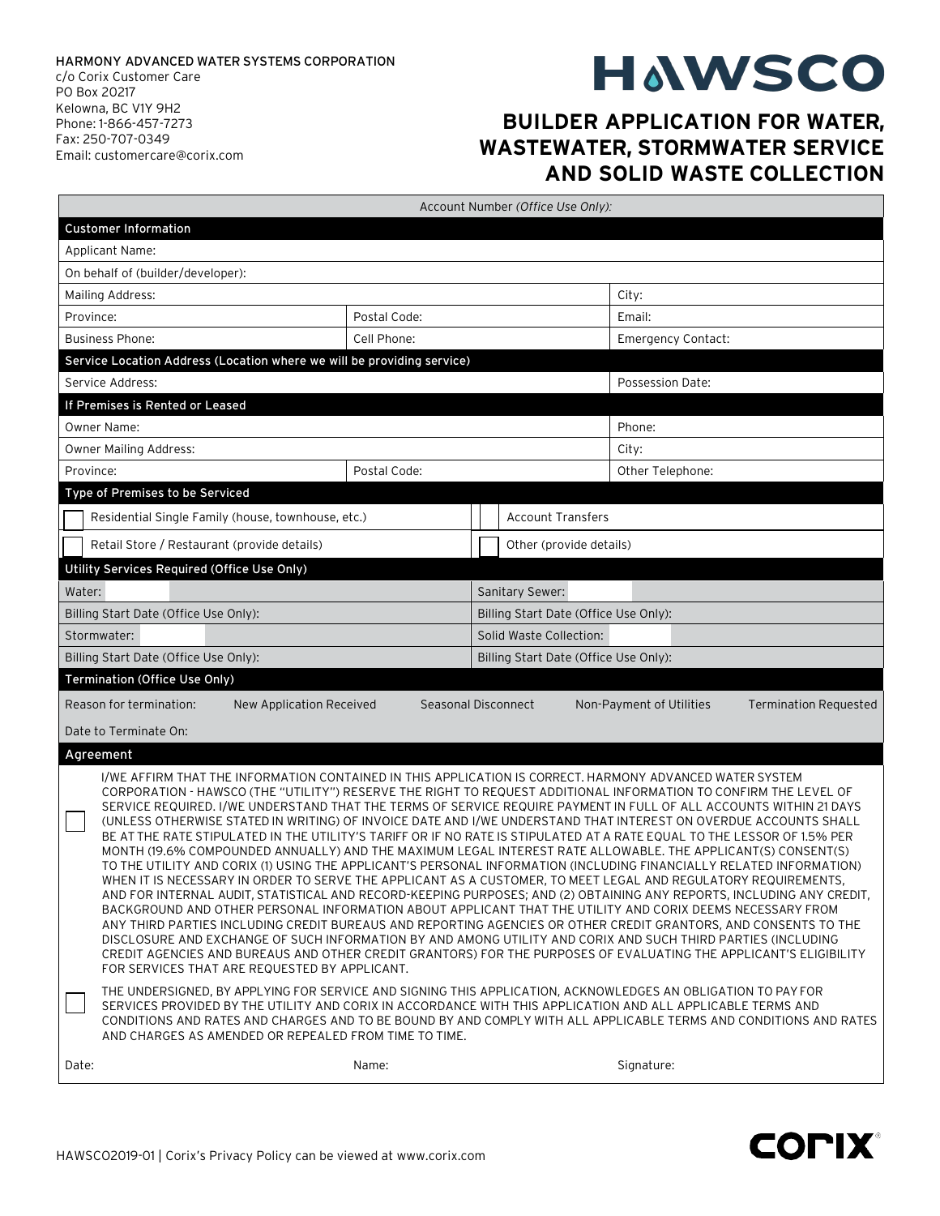HARMONY ADVANCED WATER SYSTEMS CORPORATION
c/o Corix Customer Care
PO Box 20217
Kelowna, BC V1Y 9H2
Phone: 1-866-457-7273
Fax: 250-707-0349
Email: customercare@corix.com

# HAWSCO

## BUILDER APPLICATION FOR WATER, WASTEWATER, STORMWATER SERVICE AND SOLID WASTE COLLECTION

Account Number *(Office Use Only)*:

**Customer Information**

| | | |
|---|---|---|
| Applicant Name: | | |
| On behalf of (builder/developer): | | |
| Mailing Address: | | City: |
| Province: | Postal Code: | Email: |
| Business Phone: | Cell Phone: | Emergency Contact: |

**Service Location Address (Location where we will be providing service)**

| | |
|---|---|
| Service Address: | Possession Date: |

**If Premises is Rented or Leased**

| | | |
|---|---|---|
| Owner Name: | | Phone: |
| Owner Mailing Address: | | City: |
| Province: | Postal Code: | Other Telephone: |

**Type of Premises to be Serviced**

- ☐ Residential Single Family (house, townhouse, etc.)
- ☐ Account Transfers
- ☐ Retail Store / Restaurant (provide details)
- ☐ Other (provide details)

**Utility Services Required (Office Use Only)**

| | |
|---|---|
| Water: | Sanitary Sewer: |
| Billing Start Date (Office Use Only): | Billing Start Date (Office Use Only): |
| Stormwater: | Solid Waste Collection: |
| Billing Start Date (Office Use Only): | Billing Start Date (Office Use Only): |

**Termination (Office Use Only)**

Reason for termination: New Application Received | Seasonal Disconnect | Non-Payment of Utilities | Termination Requested

Date to Terminate On:

**Agreement**

☐ I/WE AFFIRM THAT THE INFORMATION CONTAINED IN THIS APPLICATION IS CORRECT. HARMONY ADVANCED WATER SYSTEM CORPORATION - HAWSCO (THE "UTILITY") RESERVE THE RIGHT TO REQUEST ADDITIONAL INFORMATION TO CONFIRM THE LEVEL OF SERVICE REQUIRED. I/WE UNDERSTAND THAT THE TERMS OF SERVICE REQUIRE PAYMENT IN FULL OF ALL ACCOUNTS WITHIN 21 DAYS (UNLESS OTHERWISE STATED IN WRITING) OF INVOICE DATE AND I/WE UNDERSTAND THAT INTEREST ON OVERDUE ACCOUNTS SHALL BE AT THE RATE STIPULATED IN THE UTILITY'S TARIFF OR IF NO RATE IS STIPULATED AT A RATE EQUAL TO THE LESSOR OF 1.5% PER MONTH (19.6% COMPOUNDED ANNUALLY) AND THE MAXIMUM LEGAL INTEREST RATE ALLOWABLE. THE APPLICANT(S) CONSENT(S) TO THE UTILITY AND CORIX (1) USING THE APPLICANT'S PERSONAL INFORMATION (INCLUDING FINANCIALLY RELATED INFORMATION) WHEN IT IS NECESSARY IN ORDER TO SERVE THE APPLICANT AS A CUSTOMER, TO MEET LEGAL AND REGULATORY REQUIREMENTS, AND FOR INTERNAL AUDIT, STATISTICAL AND RECORD-KEEPING PURPOSES; AND (2) OBTAINING ANY REPORTS, INCLUDING ANY CREDIT, BACKGROUND AND OTHER PERSONAL INFORMATION ABOUT APPLICANT THAT THE UTILITY AND CORIX DEEMS NECESSARY FROM ANY THIRD PARTIES INCLUDING CREDIT BUREAUS AND REPORTING AGENCIES OR OTHER CREDIT GRANTORS, AND CONSENTS TO THE DISCLOSURE AND EXCHANGE OF SUCH INFORMATION BY AND AMONG UTILITY AND CORIX AND SUCH THIRD PARTIES (INCLUDING CREDIT AGENCIES AND BUREAUS AND OTHER CREDIT GRANTORS) FOR THE PURPOSES OF EVALUATING THE APPLICANT'S ELIGIBILITY FOR SERVICES THAT ARE REQUESTED BY APPLICANT.

☐ THE UNDERSIGNED, BY APPLYING FOR SERVICE AND SIGNING THIS APPLICATION, ACKNOWLEDGES AN OBLIGATION TO PAY FOR SERVICES PROVIDED BY THE UTILITY AND CORIX IN ACCORDANCE WITH THIS APPLICATION AND ALL APPLICABLE TERMS AND CONDITIONS AND RATES AND CHARGES AND TO BE BOUND BY AND COMPLY WITH ALL APPLICABLE TERMS AND CONDITIONS AND RATES AND CHARGES AS AMENDED OR REPEALED FROM TIME TO TIME.

| | | |
|---|---|---|
| Date: | Name: | Signature: |

HAWSCO2019-01 | Corix's Privacy Policy can be viewed at www.corix.com

corix®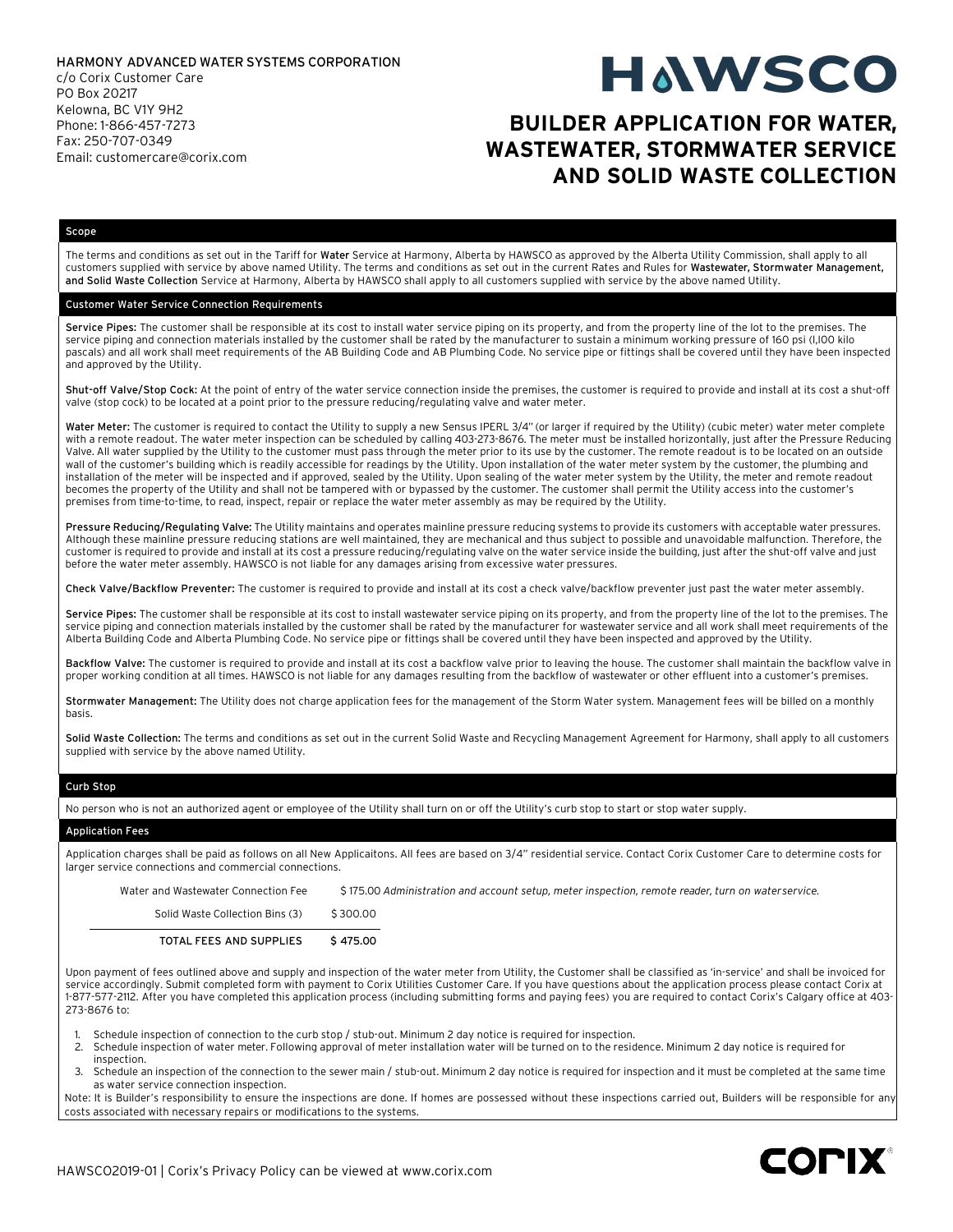HARMONY ADVANCED WATER SYSTEMS CORPORATION
c/o Corix Customer Care
PO Box 20217
Kelowna, BC V1Y 9H2
Phone: 1-866-457-7273
Fax: 250-707-0349
Email: customercare@corix.com

HAWSCO

# BUILDER APPLICATION FOR WATER, WASTEWATER, STORMWATER SERVICE AND SOLID WASTE COLLECTION

## Scope

The terms and conditions as set out in the Tariff for **Water** Service at Harmony, Alberta by HAWSCO as approved by the Alberta Utility Commission, shall apply to all customers supplied with service by above named Utility. The terms and conditions as set out in the current Rates and Rules for **Wastewater, Stormwater Management, and Solid Waste Collection** Service at Harmony, Alberta by HAWSCO shall apply to all customers supplied with service by the above named Utility.

## Customer Water Service Connection Requirements

**Service Pipes:** The customer shall be responsible at its cost to install water service piping on its property, and from the property line of the lot to the premises. The service piping and connection materials installed by the customer shall be rated by the manufacturer to sustain a minimum working pressure of 160 psi (l,l00 kilo pascals) and all work shall meet requirements of the AB Building Code and AB Plumbing Code. No service pipe or fittings shall be covered until they have been inspected and approved by the Utility.

**Shut-off Valve/Stop Cock:** At the point of entry of the water service connection inside the premises, the customer is required to provide and install at its cost a shut-off valve (stop cock) to be located at a point prior to the pressure reducing/regulating valve and water meter.

**Water Meter:** The customer is required to contact the Utility to supply a new Sensus IPERL 3/4" (or larger if required by the Utility) (cubic meter) water meter complete with a remote readout. The water meter inspection can be scheduled by calling 403-273-8676. The meter must be installed horizontally, just after the Pressure Reducing Valve. All water supplied by the Utility to the customer must pass through the meter prior to its use by the customer. The remote readout is to be located on an outside wall of the customer's building which is readily accessible for readings by the Utility. Upon installation of the water meter system by the customer, the plumbing and installation of the meter will be inspected and if approved, sealed by the Utility. Upon sealing of the water meter system by the Utility, the meter and remote readout becomes the property of the Utility and shall not be tampered with or bypassed by the customer. The customer shall permit the Utility access into the customer's premises from time-to-time, to read, inspect, repair or replace the water meter assembly as may be required by the Utility.

**Pressure Reducing/Regulating Valve:** The Utility maintains and operates mainline pressure reducing systems to provide its customers with acceptable water pressures. Although these mainline pressure reducing stations are well maintained, they are mechanical and thus subject to possible and unavoidable malfunction. Therefore, the customer is required to provide and install at its cost a pressure reducing/regulating valve on the water service inside the building, just after the shut-off valve and just before the water meter assembly. HAWSCO is not liable for any damages arising from excessive water pressures.

**Check Valve/Backflow Preventer:** The customer is required to provide and install at its cost a check valve/backflow preventer just past the water meter assembly.

**Service Pipes:** The customer shall be responsible at its cost to install wastewater service piping on its property, and from the property line of the lot to the premises. The service piping and connection materials installed by the customer shall be rated by the manufacturer for wastewater service and all work shall meet requirements of the Alberta Building Code and Alberta Plumbing Code. No service pipe or fittings shall be covered until they have been inspected and approved by the Utility.

**Backflow Valve:** The customer is required to provide and install at its cost a backflow valve prior to leaving the house. The customer shall maintain the backflow valve in proper working condition at all times. HAWSCO is not liable for any damages resulting from the backflow of wastewater or other effluent into a customer's premises.

**Stormwater Management:** The Utility does not charge application fees for the management of the Storm Water system. Management fees will be billed on a monthly basis.

**Solid Waste Collection:** The terms and conditions as set out in the current Solid Waste and Recycling Management Agreement for Harmony, shall apply to all customers supplied with service by the above named Utility.

## Curb Stop

No person who is not an authorized agent or employee of the Utility shall turn on or off the Utility's curb stop to start or stop water supply.

## Application Fees

Application charges shall be paid as follows on all New Applicaitons. All fees are based on 3/4" residential service. Contact Corix Customer Care to determine costs for larger service connections and commercial connections.

| | | |
|---|---|---|
| Water and Wastewater Connection Fee | $ 175.00 | *Administration and account setup, meter inspection, remote reader, turn on waterservice.* |
| Solid Waste Collection Bins (3) | $ 300.00 | |
| TOTAL FEES AND SUPPLIES | $ 475.00 | |

Upon payment of fees outlined above and supply and inspection of the water meter from Utility, the Customer shall be classified as 'in-service' and shall be invoiced for service accordingly. Submit completed form with payment to Corix Utilities Customer Care. If you have questions about the application process please contact Corix at 1-877-577-2112. After you have completed this application process (including submitting forms and paying fees) you are required to contact Corix's Calgary office at 403-273-8676 to:

1. Schedule inspection of connection to the curb stop / stub-out. Minimum 2 day notice is required for inspection.
2. Schedule inspection of water meter. Following approval of meter installation water will be turned on to the residence. Minimum 2 day notice is required for inspection.
3. Schedule an inspection of the connection to the sewer main / stub-out. Minimum 2 day notice is required for inspection and it must be completed at the same time as water service connection inspection.

Note: It is Builder's responsibility to ensure the inspections are done. If homes are possessed without these inspections carried out, Builders will be responsible for any costs associated with necessary repairs or modifications to the systems.

HAWSCO2019-01 | Corix's Privacy Policy can be viewed at www.corix.com

corix